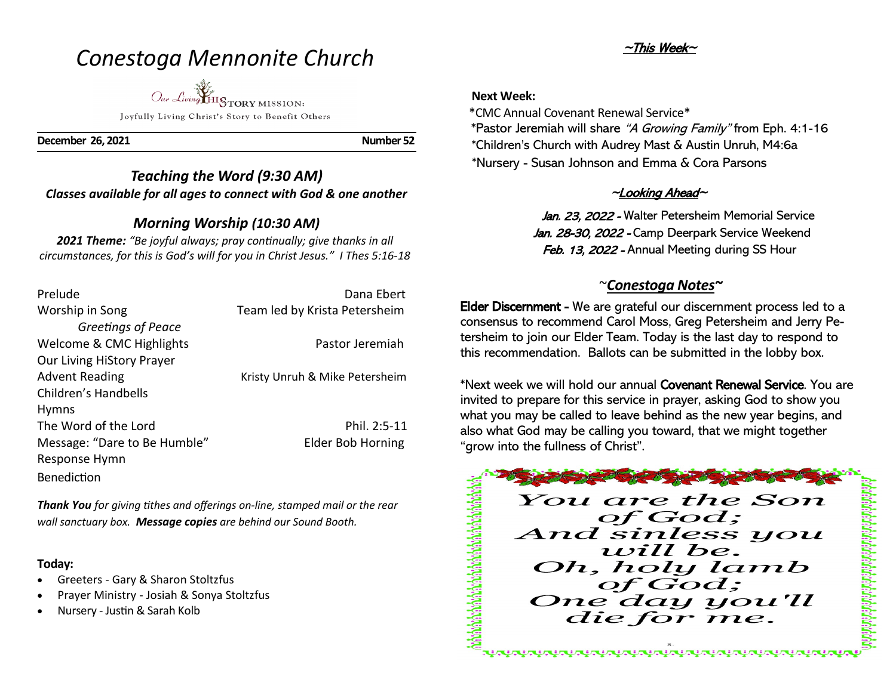# Conestoga Mennonite Church

Our Living HiSTORY MISSION:
Joyfully Living Christ's Story to Benefit Others

**December 26, 2021** **Number 52**

## *Teaching the Word (9:30 AM)*

***Classes available for all ages to connect with God & one another***

## *Morning Worship (10:30 AM)*

***2021 Theme:*** *"Be joyful always; pray continually; give thanks in all circumstances, for this is God's will for you in Christ Jesus." I Thes 5:16-18*

| | |
|---|---|
| Prelude | Dana Ebert |
| Worship in Song | Team led by Krista Petersheim |
| *Greetings of Peace* | |
| Welcome & CMC Highlights | Pastor Jeremiah |
| Our Living HiStory Prayer | |
| Advent Reading | Kristy Unruh & Mike Petersheim |
| Children's Handbells | |
| Hymns | |
| The Word of the Lord | Phil. 2:5-11 |
| Message: "Dare to Be Humble" | Elder Bob Horning |
| Response Hymn | |
| Benediction | |

***Thank You*** *for giving tithes and offerings on-line, stamped mail or the rear wall sanctuary box.* ***Message copies*** *are behind our Sound Booth.*

**Today:**

- Greeters - Gary & Sharon Stoltzfus
- Prayer Ministry - Josiah & Sonya Stoltzfus
- Nursery - Justin & Sarah Kolb

## ~This Week~

**Next Week:**

*CMC Annual Covenant Renewal Service*
*Pastor Jeremiah will share *"A Growing Family"* from Eph. 4:1-16
*Children's Church with Audrey Mast & Austin Unruh, M4:6a
*Nursery - Susan Johnson and Emma & Cora Parsons

## ~Looking Ahead~

*Jan. 23, 2022* - Walter Petersheim Memorial Service
*Jan. 28-30, 2022* - Camp Deerpark Service Weekend
*Feb. 13, 2022* - Annual Meeting during SS Hour

## ~*Conestoga Notes*~

**Elder Discernment -** We are grateful our discernment process led to a consensus to recommend Carol Moss, Greg Petersheim and Jerry Petersheim to join our Elder Team. Today is the last day to respond to this recommendation. Ballots can be submitted in the lobby box.

*Next week we will hold our annual **Covenant Renewal Service**. You are invited to prepare for this service in prayer, asking God to show you what you may be called to leave behind as the new year begins, and also what God may be calling you toward, that we might together "grow into the fullness of Christ".

*You are the Son of God;*
*And sinless you will be.*
*Oh, holy lamb of God;*
*One day you'll die for me.*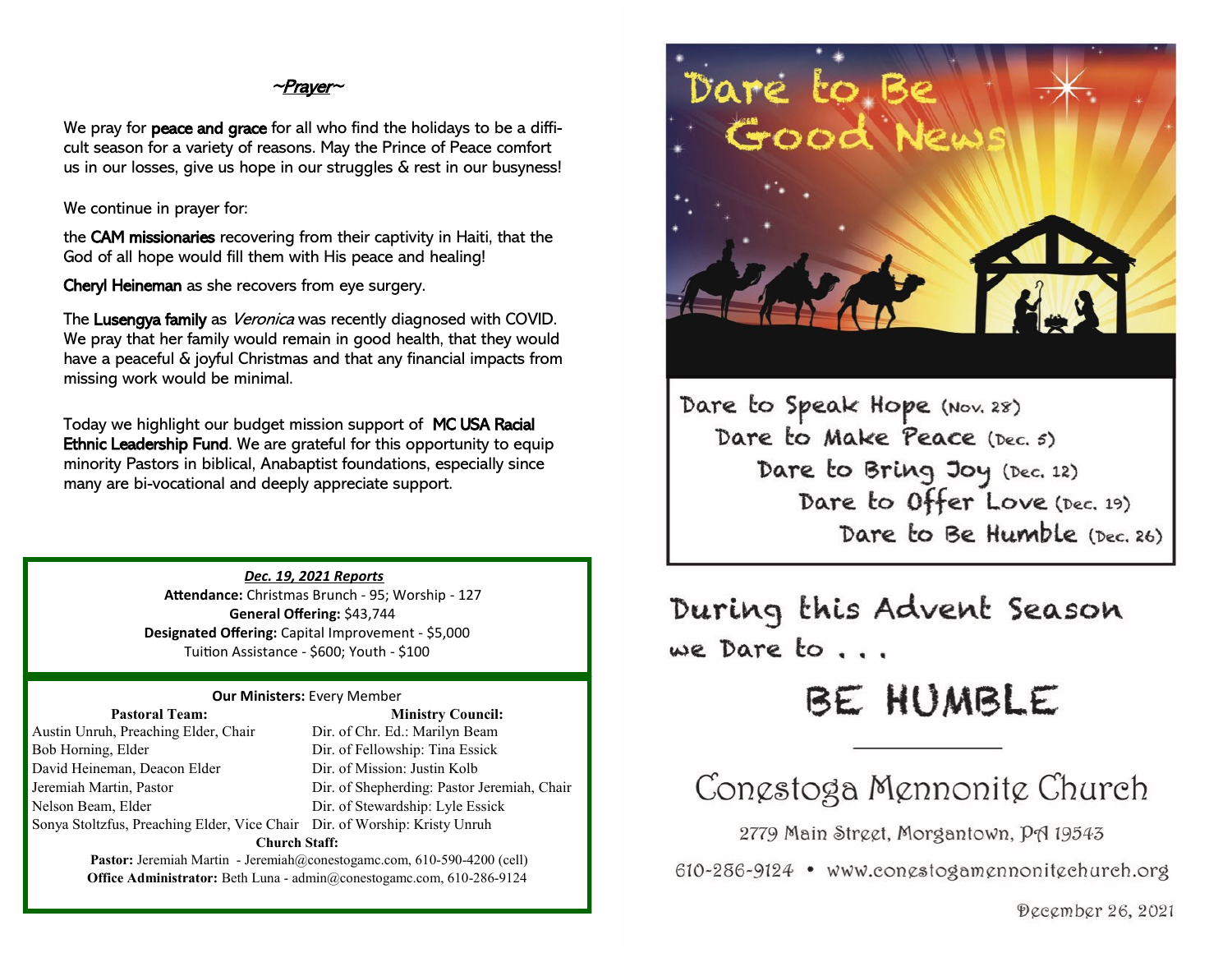## ~*Prayer*~

We pray for **peace and grace** for all who find the holidays to be a difficult season for a variety of reasons. May the Prince of Peace comfort us in our losses, give us hope in our struggles & rest in our busyness!

We continue in prayer for:

the **CAM missionaries** recovering from their captivity in Haiti, that the God of all hope would fill them with His peace and healing!

**Cheryl Heineman** as she recovers from eye surgery.

The **Lusengya family** as *Veronica* was recently diagnosed with COVID. We pray that her family would remain in good health, that they would have a peaceful & joyful Christmas and that any financial impacts from missing work would be minimal.

Today we highlight our budget mission support of **MC USA Racial Ethnic Leadership Fund**. We are grateful for this opportunity to equip minority Pastors in biblical, Anabaptist foundations, especially since many are bi-vocational and deeply appreciate support.

***Dec. 19, 2021 Reports***

**Attendance:** Christmas Brunch - 95; Worship - 127
**General Offering:** $43,744
**Designated Offering:** Capital Improvement - $5,000
Tuition Assistance - $600; Youth - $100

**Our Ministers:** Every Member

| **Pastoral Team:** | **Ministry Council:** |
|---|---|
| Austin Unruh, Preaching Elder, Chair | Dir. of Chr. Ed.: Marilyn Beam |
| Bob Horning, Elder | Dir. of Fellowship: Tina Essick |
| David Heineman, Deacon Elder | Dir. of Mission: Justin Kolb |
| Jeremiah Martin, Pastor | Dir. of Shepherding: Pastor Jeremiah, Chair |
| Nelson Beam, Elder | Dir. of Stewardship: Lyle Essick |
| Sonya Stoltzfus, Preaching Elder, Vice Chair | Dir. of Worship: Kristy Unruh |

**Church Staff:**

**Pastor:** Jeremiah Martin - Jeremiah@conestogamc.com, 610-590-4200 (cell)
**Office Administrator:** Beth Luna - admin@conestogamc.com, 610-286-9124

# Dare to Be Good News

Dare to Speak Hope (Nov. 28)
Dare to Make Peace (Dec. 5)
Dare to Bring Joy (Dec. 12)
Dare to Offer Love (Dec. 19)
Dare to Be Humble (Dec. 26)

During this Advent Season we Dare to . . .

## BE HUMBLE

## Conestoga Mennonite Church

2779 Main Street, Morgantown, PA 19543

610-286-9124 • www.conestogamennonitechurch.org

December 26, 2021